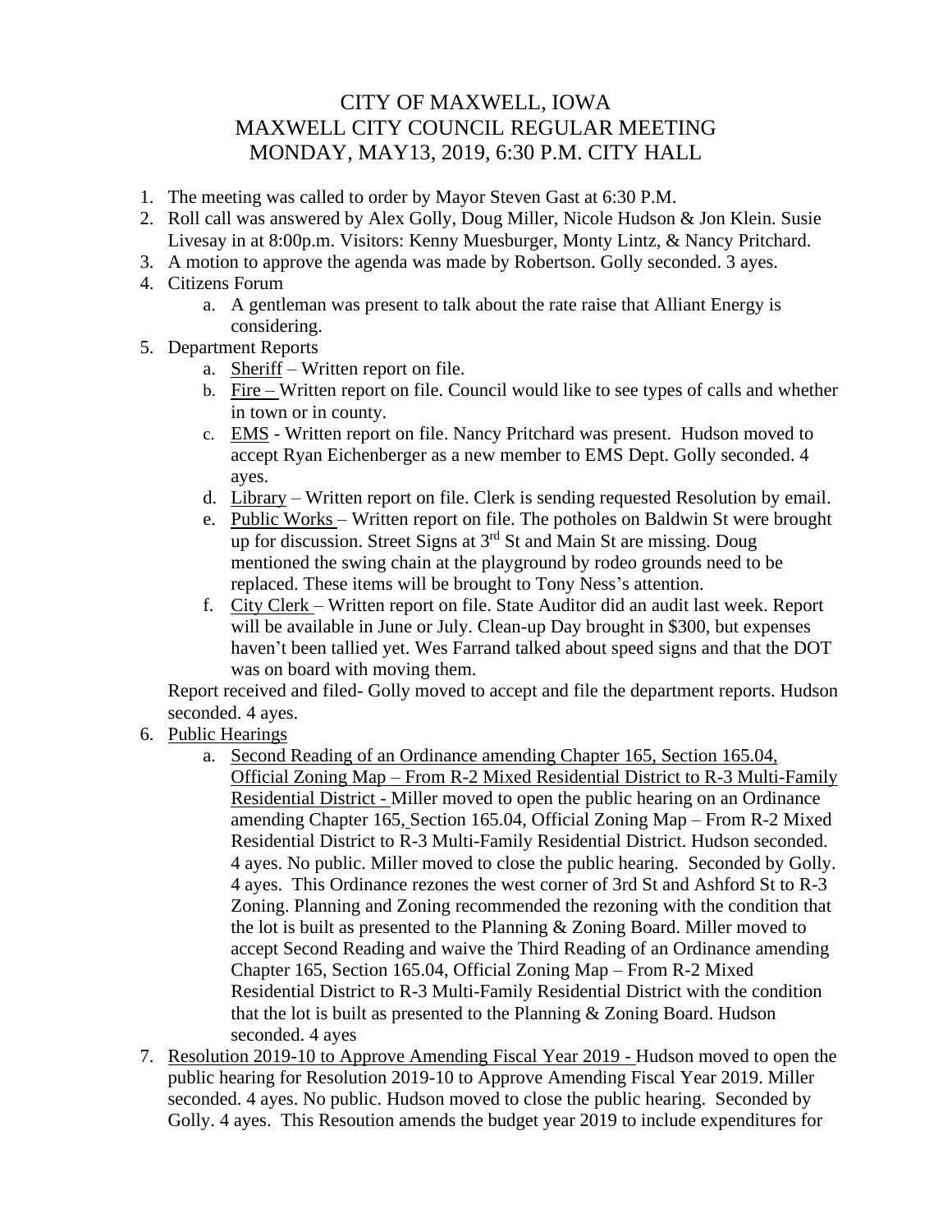# CITY OF MAXWELL, IOWA
# MAXWELL CITY COUNCIL REGULAR MEETING
# MONDAY, MAY13, 2019, 6:30 P.M. CITY HALL

1. The meeting was called to order by Mayor Steven Gast at 6:30 P.M.
2. Roll call was answered by Alex Golly, Doug Miller, Nicole Hudson & Jon Klein. Susie Livesay in at 8:00p.m. Visitors: Kenny Muesburger, Monty Lintz, & Nancy Pritchard.
3. A motion to approve the agenda was made by Robertson. Golly seconded. 3 ayes.
4. Citizens Forum
   a. A gentleman was present to talk about the rate raise that Alliant Energy is considering.
5. Department Reports
   a. Sheriff – Written report on file.
   b. Fire – Written report on file. Council would like to see types of calls and whether in town or in county.
   c. EMS - Written report on file. Nancy Pritchard was present. Hudson moved to accept Ryan Eichenberger as a new member to EMS Dept. Golly seconded. 4 ayes.
   d. Library – Written report on file. Clerk is sending requested Resolution by email.
   e. Public Works – Written report on file. The potholes on Baldwin St were brought up for discussion. Street Signs at 3rd St and Main St are missing. Doug mentioned the swing chain at the playground by rodeo grounds need to be replaced. These items will be brought to Tony Ness's attention.
   f. City Clerk – Written report on file. State Auditor did an audit last week. Report will be available in June or July. Clean-up Day brought in $300, but expenses haven't been tallied yet. Wes Farrand talked about speed signs and that the DOT was on board with moving them.

   Report received and filed- Golly moved to accept and file the department reports. Hudson seconded. 4 ayes.
6. Public Hearings
   a. Second Reading of an Ordinance amending Chapter 165, Section 165.04, Official Zoning Map – From R-2 Mixed Residential District to R-3 Multi-Family Residential District - Miller moved to open the public hearing on an Ordinance amending Chapter 165, Section 165.04, Official Zoning Map – From R-2 Mixed Residential District to R-3 Multi-Family Residential District. Hudson seconded. 4 ayes. No public. Miller moved to close the public hearing. Seconded by Golly. 4 ayes. This Ordinance rezones the west corner of 3rd St and Ashford St to R-3 Zoning. Planning and Zoning recommended the rezoning with the condition that the lot is built as presented to the Planning & Zoning Board. Miller moved to accept Second Reading and waive the Third Reading of an Ordinance amending Chapter 165, Section 165.04, Official Zoning Map – From R-2 Mixed Residential District to R-3 Multi-Family Residential District with the condition that the lot is built as presented to the Planning & Zoning Board. Hudson seconded. 4 ayes
7. Resolution 2019-10 to Approve Amending Fiscal Year 2019 - Hudson moved to open the public hearing for Resolution 2019-10 to Approve Amending Fiscal Year 2019. Miller seconded. 4 ayes. No public. Hudson moved to close the public hearing. Seconded by Golly. 4 ayes. This Resoution amends the budget year 2019 to include expenditures for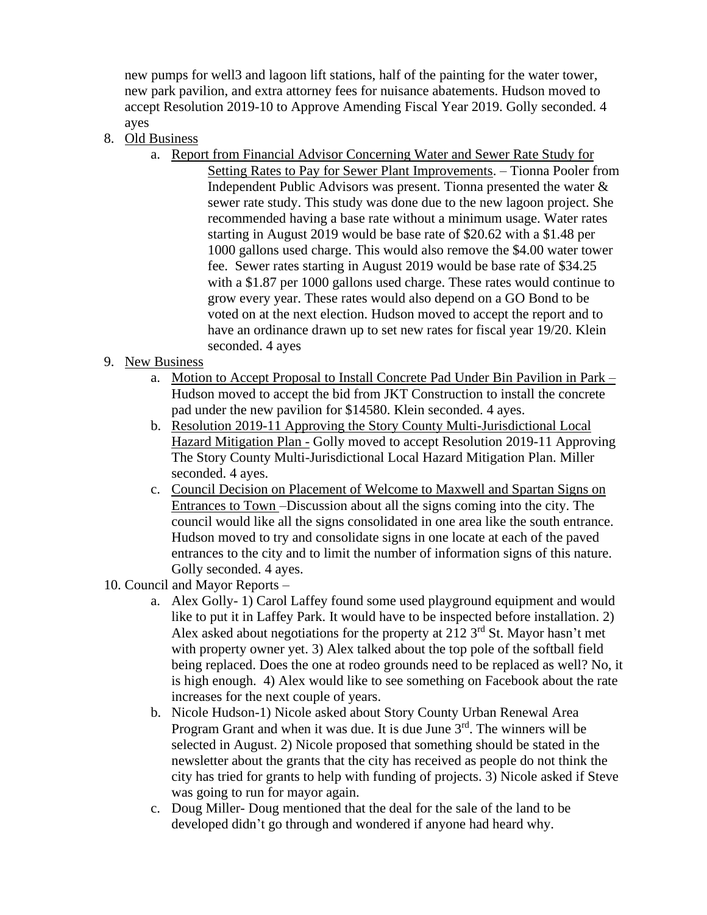new pumps for well3 and lagoon lift stations, half of the painting for the water tower, new park pavilion, and extra attorney fees for nuisance abatements. Hudson moved to accept Resolution 2019-10 to Approve Amending Fiscal Year 2019. Golly seconded. 4 ayes

8. Old Business
    a. Report from Financial Advisor Concerning Water and Sewer Rate Study for Setting Rates to Pay for Sewer Plant Improvements. – Tionna Pooler from Independent Public Advisors was present. Tionna presented the water & sewer rate study. This study was done due to the new lagoon project. She recommended having a base rate without a minimum usage. Water rates starting in August 2019 would be base rate of $20.62 with a $1.48 per 1000 gallons used charge. This would also remove the $4.00 water tower fee. Sewer rates starting in August 2019 would be base rate of $34.25 with a $1.87 per 1000 gallons used charge. These rates would continue to grow every year. These rates would also depend on a GO Bond to be voted on at the next election. Hudson moved to accept the report and to have an ordinance drawn up to set new rates for fiscal year 19/20. Klein seconded. 4 ayes

9. New Business
    a. Motion to Accept Proposal to Install Concrete Pad Under Bin Pavilion in Park – Hudson moved to accept the bid from JKT Construction to install the concrete pad under the new pavilion for $14580. Klein seconded. 4 ayes.
    b. Resolution 2019-11 Approving the Story County Multi-Jurisdictional Local Hazard Mitigation Plan - Golly moved to accept Resolution 2019-11 Approving The Story County Multi-Jurisdictional Local Hazard Mitigation Plan. Miller seconded. 4 ayes.
    c. Council Decision on Placement of Welcome to Maxwell and Spartan Signs on Entrances to Town –Discussion about all the signs coming into the city. The council would like all the signs consolidated in one area like the south entrance. Hudson moved to try and consolidate signs in one locate at each of the paved entrances to the city and to limit the number of information signs of this nature. Golly seconded. 4 ayes.

10. Council and Mayor Reports –
    a. Alex Golly- 1) Carol Laffey found some used playground equipment and would like to put it in Laffey Park. It would have to be inspected before installation. 2) Alex asked about negotiations for the property at 212 3rd St. Mayor hasn't met with property owner yet. 3) Alex talked about the top pole of the softball field being replaced. Does the one at rodeo grounds need to be replaced as well? No, it is high enough. 4) Alex would like to see something on Facebook about the rate increases for the next couple of years.
    b. Nicole Hudson-1) Nicole asked about Story County Urban Renewal Area Program Grant and when it was due. It is due June 3rd. The winners will be selected in August. 2) Nicole proposed that something should be stated in the newsletter about the grants that the city has received as people do not think the city has tried for grants to help with funding of projects. 3) Nicole asked if Steve was going to run for mayor again.
    c. Doug Miller- Doug mentioned that the deal for the sale of the land to be developed didn't go through and wondered if anyone had heard why.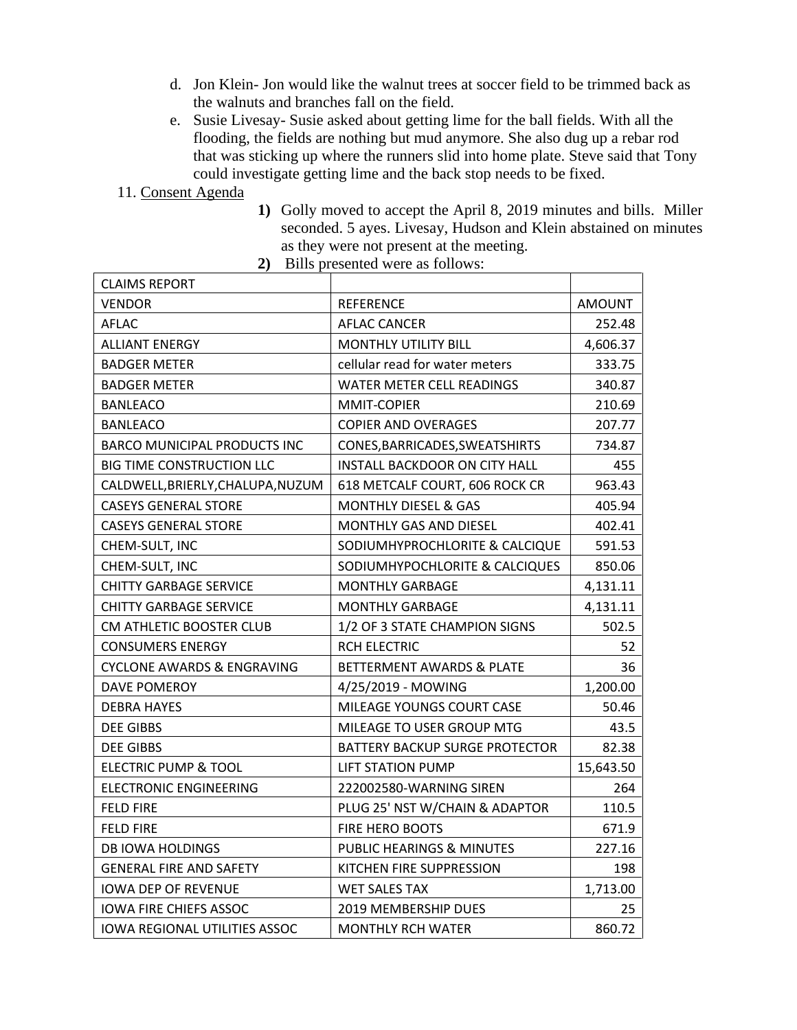d. Jon Klein- Jon would like the walnut trees at soccer field to be trimmed back as the walnuts and branches fall on the field.

e. Susie Livesay- Susie asked about getting lime for the ball fields. With all the flooding, the fields are nothing but mud anymore. She also dug up a rebar rod that was sticking up where the runners slid into home plate. Steve said that Tony could investigate getting lime and the back stop needs to be fixed.

11. Consent Agenda

**1)** Golly moved to accept the April 8, 2019 minutes and bills. Miller seconded. 5 ayes. Livesay, Hudson and Klein abstained on minutes as they were not present at the meeting.

**2)** Bills presented were as follows:

| CLAIMS REPORT | | |
|---|---|---|
| VENDOR | REFERENCE | AMOUNT |
| AFLAC | AFLAC CANCER | 252.48 |
| ALLIANT ENERGY | MONTHLY UTILITY BILL | 4,606.37 |
| BADGER METER | cellular read for water meters | 333.75 |
| BADGER METER | WATER METER CELL READINGS | 340.87 |
| BANLEACO | MMIT-COPIER | 210.69 |
| BANLEACO | COPIER AND OVERAGES | 207.77 |
| BARCO MUNICIPAL PRODUCTS INC | CONES,BARRICADES,SWEATSHIRTS | 734.87 |
| BIG TIME CONSTRUCTION LLC | INSTALL BACKDOOR ON CITY HALL | 455 |
| CALDWELL,BRIERLY,CHALUPA,NUZUM | 618 METCALF COURT, 606 ROCK CR | 963.43 |
| CASEYS GENERAL STORE | MONTHLY DIESEL & GAS | 405.94 |
| CASEYS GENERAL STORE | MONTHLY GAS AND DIESEL | 402.41 |
| CHEM-SULT, INC | SODIUMHYPROCHLORITE & CALCIQUE | 591.53 |
| CHEM-SULT, INC | SODIUMHYPOCHLORITE & CALCIQUES | 850.06 |
| CHITTY GARBAGE SERVICE | MONTHLY GARBAGE | 4,131.11 |
| CHITTY GARBAGE SERVICE | MONTHLY GARBAGE | 4,131.11 |
| CM ATHLETIC BOOSTER CLUB | 1/2 OF 3 STATE CHAMPION SIGNS | 502.5 |
| CONSUMERS ENERGY | RCH ELECTRIC | 52 |
| CYCLONE AWARDS & ENGRAVING | BETTERMENT AWARDS & PLATE | 36 |
| DAVE POMEROY | 4/25/2019 - MOWING | 1,200.00 |
| DEBRA HAYES | MILEAGE YOUNGS COURT CASE | 50.46 |
| DEE GIBBS | MILEAGE TO USER GROUP MTG | 43.5 |
| DEE GIBBS | BATTERY BACKUP SURGE PROTECTOR | 82.38 |
| ELECTRIC PUMP & TOOL | LIFT STATION PUMP | 15,643.50 |
| ELECTRONIC ENGINEERING | 222002580-WARNING SIREN | 264 |
| FELD FIRE | PLUG 25' NST W/CHAIN & ADAPTOR | 110.5 |
| FELD FIRE | FIRE HERO BOOTS | 671.9 |
| DB IOWA HOLDINGS | PUBLIC HEARINGS & MINUTES | 227.16 |
| GENERAL FIRE AND SAFETY | KITCHEN FIRE SUPPRESSION | 198 |
| IOWA DEP OF REVENUE | WET SALES TAX | 1,713.00 |
| IOWA FIRE CHIEFS ASSOC | 2019 MEMBERSHIP DUES | 25 |
| IOWA REGIONAL UTILITIES ASSOC | MONTHLY RCH WATER | 860.72 |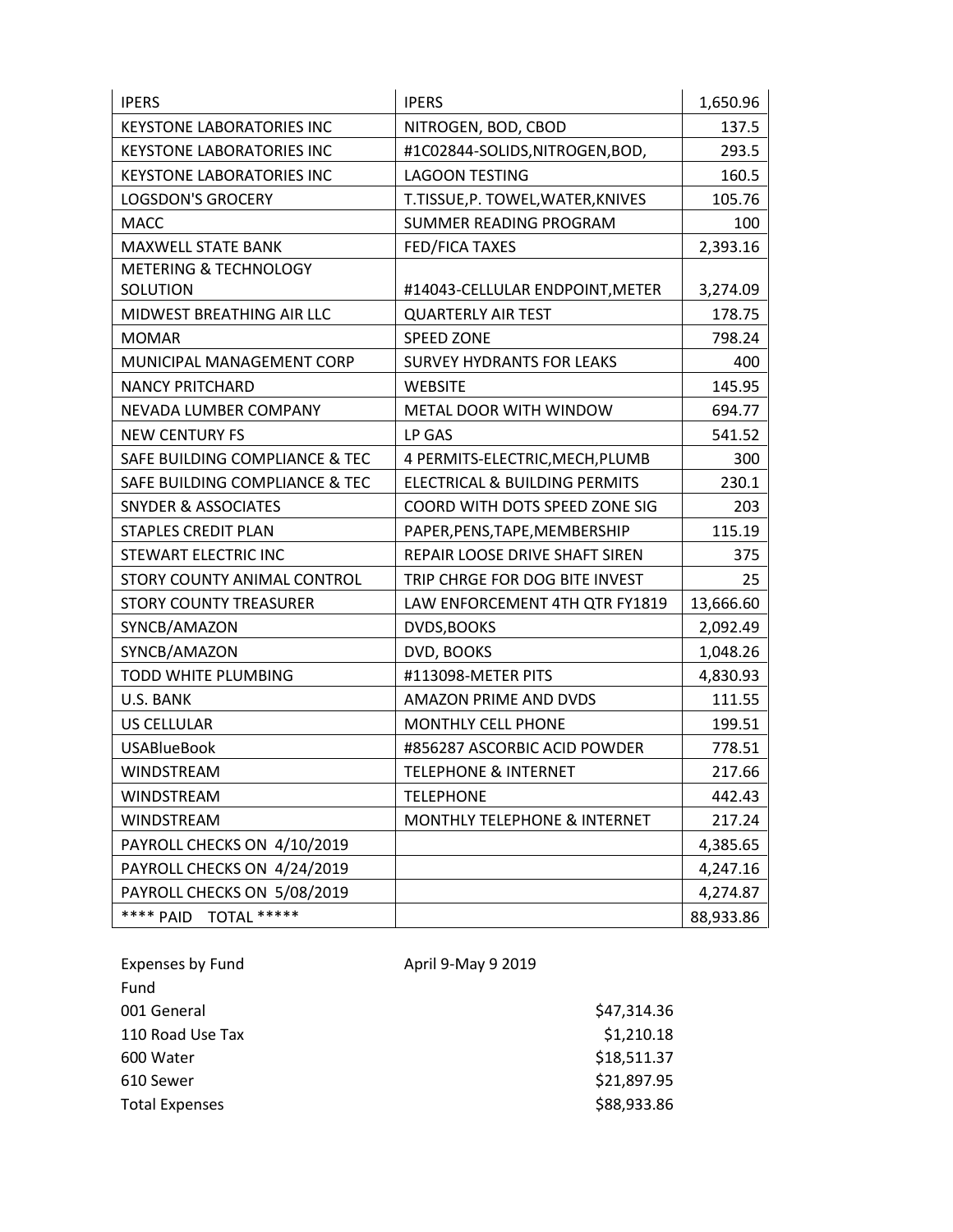| IPERS | IPERS | 1,650.96 |
|---|---|---|
| KEYSTONE LABORATORIES INC | NITROGEN, BOD, CBOD | 137.5 |
| KEYSTONE LABORATORIES INC | #1C02844-SOLIDS,NITROGEN,BOD, | 293.5 |
| KEYSTONE LABORATORIES INC | LAGOON TESTING | 160.5 |
| LOGSDON'S GROCERY | T.TISSUE,P. TOWEL,WATER,KNIVES | 105.76 |
| MACC | SUMMER READING PROGRAM | 100 |
| MAXWELL STATE BANK | FED/FICA TAXES | 2,393.16 |
| METERING & TECHNOLOGY SOLUTION | #14043-CELLULAR ENDPOINT,METER | 3,274.09 |
| MIDWEST BREATHING AIR LLC | QUARTERLY AIR TEST | 178.75 |
| MOMAR | SPEED ZONE | 798.24 |
| MUNICIPAL MANAGEMENT CORP | SURVEY HYDRANTS FOR LEAKS | 400 |
| NANCY PRITCHARD | WEBSITE | 145.95 |
| NEVADA LUMBER COMPANY | METAL DOOR WITH WINDOW | 694.77 |
| NEW CENTURY FS | LP GAS | 541.52 |
| SAFE BUILDING COMPLIANCE & TEC | 4 PERMITS-ELECTRIC,MECH,PLUMB | 300 |
| SAFE BUILDING COMPLIANCE & TEC | ELECTRICAL & BUILDING PERMITS | 230.1 |
| SNYDER & ASSOCIATES | COORD WITH DOTS SPEED ZONE SIG | 203 |
| STAPLES CREDIT PLAN | PAPER,PENS,TAPE,MEMBERSHIP | 115.19 |
| STEWART ELECTRIC INC | REPAIR LOOSE DRIVE SHAFT SIREN | 375 |
| STORY COUNTY ANIMAL CONTROL | TRIP CHRGE FOR DOG BITE INVEST | 25 |
| STORY COUNTY TREASURER | LAW ENFORCEMENT 4TH QTR FY1819 | 13,666.60 |
| SYNCB/AMAZON | DVDS,BOOKS | 2,092.49 |
| SYNCB/AMAZON | DVD, BOOKS | 1,048.26 |
| TODD WHITE PLUMBING | #113098-METER PITS | 4,830.93 |
| U.S. BANK | AMAZON PRIME AND DVDS | 111.55 |
| US CELLULAR | MONTHLY CELL PHONE | 199.51 |
| USABlueBook | #856287 ASCORBIC ACID POWDER | 778.51 |
| WINDSTREAM | TELEPHONE & INTERNET | 217.66 |
| WINDSTREAM | TELEPHONE | 442.43 |
| WINDSTREAM | MONTHLY TELEPHONE & INTERNET | 217.24 |
| PAYROLL CHECKS ON 4/10/2019 | | 4,385.65 |
| PAYROLL CHECKS ON 4/24/2019 | | 4,247.16 |
| PAYROLL CHECKS ON 5/08/2019 | | 4,274.87 |
| **** PAID TOTAL ***** | | 88,933.86 |

| Expenses by Fund | April 9-May 9 2019 |
|---|---|
| Fund | |
| 001 General | $47,314.36 |
| 110 Road Use Tax | $1,210.18 |
| 600 Water | $18,511.37 |
| 610 Sewer | $21,897.95 |
| Total Expenses | $88,933.86 |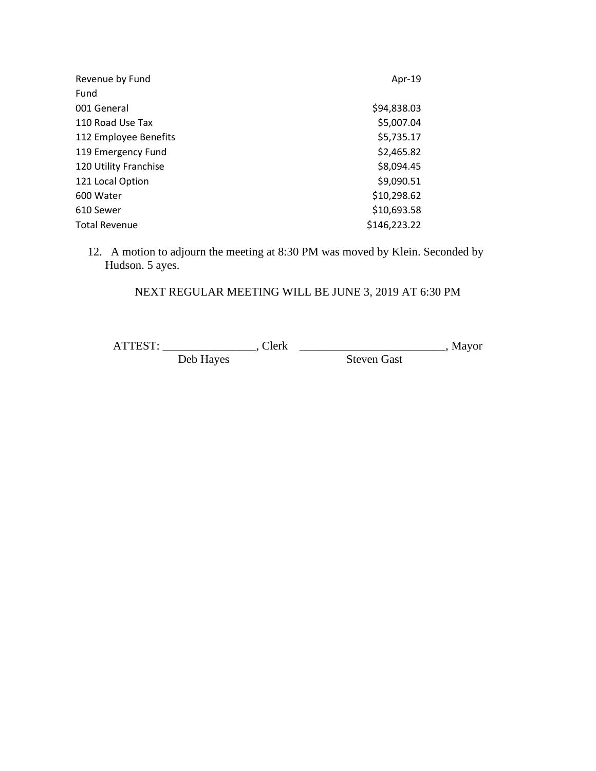| Revenue by Fund | Apr-19 |
|---|---|
| Fund | |
| 001 General | $94,838.03 |
| 110 Road Use Tax | $5,007.04 |
| 112 Employee Benefits | $5,735.17 |
| 119 Emergency Fund | $2,465.82 |
| 120 Utility Franchise | $8,094.45 |
| 121 Local Option | $9,090.51 |
| 600 Water | $10,298.62 |
| 610 Sewer | $10,693.58 |
| Total Revenue | $146,223.22 |

12. A motion to adjourn the meeting at 8:30 PM was moved by Klein. Seconded by Hudson. 5 ayes.

NEXT REGULAR MEETING WILL BE JUNE 3, 2019 AT 6:30 PM

ATTEST: ________________, Clerk    _________________________, Mayor

Deb Hayes    Steven Gast